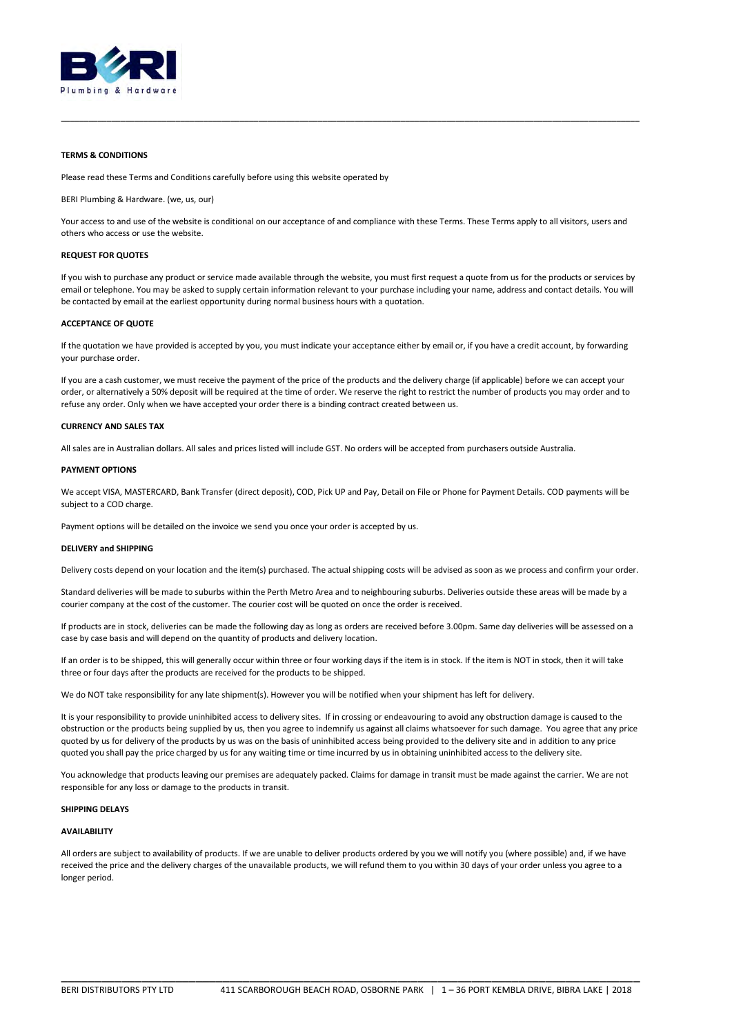**TERMS & CONDITIONS**

Please read these Terms and Conditions carefully before using this website operated by

BERI Plumbing & Hardware. (we, us, our)

Your access to and use of the website is conditional on our acceptance of and compliance with these Terms. These Terms apply to all visitors, users and others who access or use the website.

**REQUEST FOR QUOTES**

If you wish to purchase any product or service made available through the website, you must first request a quote from us for the products or services by email or telephone. You may be asked to supply certain information relevant to your purchase including your name, address and contact details. You will be contacted by email at the earliest opportunity during normal business hours with a quotation.

**ACCEPTANCE OF QUOTE**

If the quotation we have provided is accepted by you, you must indicate your acceptance either by email or, if you have a credit account, by forwarding your purchase order.

If you are a cash customer, we must receive the payment of the price of the products and the delivery charge (if applicable) before we can accept your order, or alternatively a 50% deposit will be required at the time of order. We reserve the right to restrict the number of products you may order and to refuse any order. Only when we have accepted your order there is a binding contract created between us.

**CURRENCY AND SALES TAX**

All sales are in Australian dollars. All sales and prices listed will include GST. No orders will be accepted from purchasers outside Australia.

**PAYMENT OPTIONS**

We accept VISA, MASTERCARD, Bank Transfer (direct deposit), COD, Pick UP and Pay, Detail on File or Phone for Payment Details. COD payments will be subject to a COD charge.

Payment options will be detailed on the invoice we send you once your order is accepted by us.

**DELIVERY and SHIPPING**

Delivery costs depend on your location and the item(s) purchased. The actual shipping costs will be advised as soon as we process and confirm your order.

Standard deliveries will be made to suburbs within the Perth Metro Area and to neighbouring suburbs. Deliveries outside these areas will be made by a courier company at the cost of the customer. The courier cost will be quoted on once the order is received.

If products are in stock, deliveries can be made the following day as long as orders are received before 3.00pm. Same day deliveries will be assessed on a case by case basis and will depend on the quantity of products and delivery location.

If an order is to be shipped, this will generally occur within three or four working days if the item is in stock. If the item is NOT in stock, then it will take three or four days after the products are received for the products to be shipped.

We do NOT take responsibility for any late shipment(s). However you will be notified when your shipment has left for delivery.

It is your responsibility to provide uninhibited access to delivery sites. If in crossing or endeavouring to avoid any obstruction damage is caused to the obstruction or the products being supplied by us, then you agree to indemnify us against all claims whatsoever for such damage. You agree that any price quoted by us for delivery of the products by us was on the basis of uninhibited access being provided to the delivery site and in addition to any price quoted you shall pay the price charged by us for any waiting time or time incurred by us in obtaining uninhibited access to the delivery site.

You acknowledge that products leaving our premises are adequately packed. Claims for damage in transit must be made against the carrier. We are not responsible for any loss or damage to the products in transit.

**SHIPPING DELAYS**

**AVAILABILITY**

All orders are subject to availability of products. If we are unable to deliver products ordered by you we will notify you (where possible) and, if we have received the price and the delivery charges of the unavailable products, we will refund them to you within 30 days of your order unless you agree to a longer period.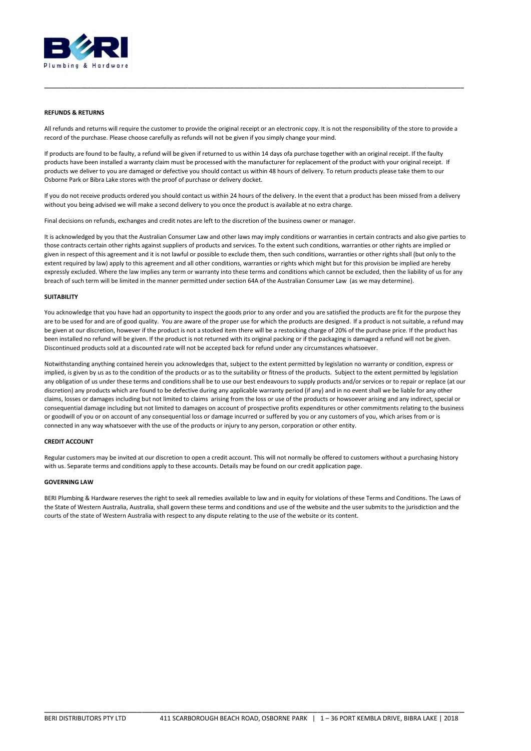**REFUNDS & RETURNS**

All refunds and returns will require the customer to provide the original receipt or an electronic copy. It is not the responsibility of the store to provide a record of the purchase. Please choose carefully as refunds will not be given if you simply change your mind.

If products are found to be faulty, a refund will be given if returned to us within 14 days ofa purchase together with an original receipt. If the faulty products have been installed a warranty claim must be processed with the manufacturer for replacement of the product with your original receipt. If products we deliver to you are damaged or defective you should contact us within 48 hours of delivery. To return products please take them to our Osborne Park or Bibra Lake stores with the proof of purchase or delivery docket.

If you do not receive products ordered you should contact us within 24 hours of the delivery. In the event that a product has been missed from a delivery without you being advised we will make a second delivery to you once the product is available at no extra charge.

Final decisions on refunds, exchanges and credit notes are left to the discretion of the business owner or manager.

It is acknowledged by you that the Australian Consumer Law and other laws may imply conditions or warranties in certain contracts and also give parties to those contracts certain other rights against suppliers of products and services. To the extent such conditions, warranties or other rights are implied or given in respect of this agreement and it is not lawful or possible to exclude them, then such conditions, warranties or other rights shall (but only to the extent required by law) apply to this agreement and all other conditions, warranties or rights which might but for this provision be implied are hereby expressly excluded. Where the law implies any term or warranty into these terms and conditions which cannot be excluded, then the liability of us for any breach of such term will be limited in the manner permitted under section 64A of the Australian Consumer Law (as we may determine).

**SUITABILITY**

You acknowledge that you have had an opportunity to inspect the goods prior to any order and you are satisfied the products are fit for the purpose they are to be used for and are of good quality. You are aware of the proper use for which the products are designed. If a product is not suitable, a refund may be given at our discretion, however if the product is not a stocked item there will be a restocking charge of 20% of the purchase price. If the product has been installed no refund will be given. If the product is not returned with its original packing or if the packaging is damaged a refund will not be given. Discontinued products sold at a discounted rate will not be accepted back for refund under any circumstances whatsoever.

Notwithstanding anything contained herein you acknowledges that, subject to the extent permitted by legislation no warranty or condition, express or implied, is given by us as to the condition of the products or as to the suitability or fitness of the products. Subject to the extent permitted by legislation any obligation of us under these terms and conditions shall be to use our best endeavours to supply products and/or services or to repair or replace (at our discretion) any products which are found to be defective during any applicable warranty period (if any) and in no event shall we be liable for any other claims, losses or damages including but not limited to claims arising from the loss or use of the products or howsoever arising and any indirect, special or consequential damage including but not limited to damages on account of prospective profits expenditures or other commitments relating to the business or goodwill of you or on account of any consequential loss or damage incurred or suffered by you or any customers of you, which arises from or is connected in any way whatsoever with the use of the products or injury to any person, corporation or other entity.

**CREDIT ACCOUNT**

Regular customers may be invited at our discretion to open a credit account. This will not normally be offered to customers without a purchasing history with us. Separate terms and conditions apply to these accounts. Details may be found on our credit application page.

**GOVERNING LAW**

BERI Plumbing & Hardware reserves the right to seek all remedies available to law and in equity for violations of these Terms and Conditions. The Laws of the State of Western Australia, Australia, shall govern these terms and conditions and use of the website and the user submits to the jurisdiction and the courts of the state of Western Australia with respect to any dispute relating to the use of the website or its content.